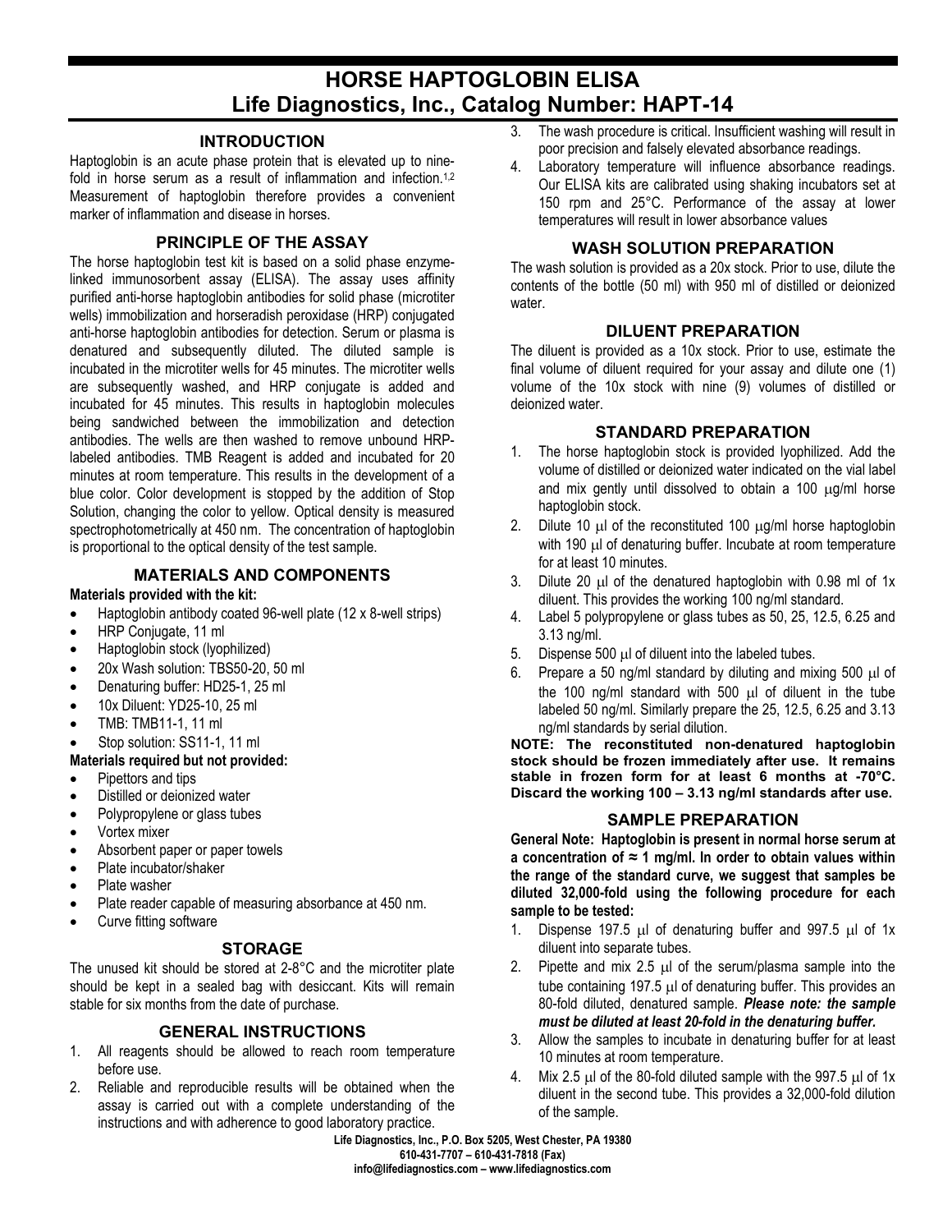# HORSE HAPTOGLOBIN ELISA
# Life Diagnostics, Inc., Catalog Number: HAPT-14

## INTRODUCTION

Haptoglobin is an acute phase protein that is elevated up to nine-fold in horse serum as a result of inflammation and infection.[1,2] Measurement of haptoglobin therefore provides a convenient marker of inflammation and disease in horses.

## PRINCIPLE OF THE ASSAY

The horse haptoglobin test kit is based on a solid phase enzyme-linked immunosorbent assay (ELISA). The assay uses affinity purified anti-horse haptoglobin antibodies for solid phase (microtiter wells) immobilization and horseradish peroxidase (HRP) conjugated anti-horse haptoglobin antibodies for detection. Serum or plasma is denatured and subsequently diluted. The diluted sample is incubated in the microtiter wells for 45 minutes. The microtiter wells are subsequently washed, and HRP conjugate is added and incubated for 45 minutes. This results in haptoglobin molecules being sandwiched between the immobilization and detection antibodies. The wells are then washed to remove unbound HRP-labeled antibodies. TMB Reagent is added and incubated for 20 minutes at room temperature. This results in the development of a blue color. Color development is stopped by the addition of Stop Solution, changing the color to yellow. Optical density is measured spectrophotometrically at 450 nm. The concentration of haptoglobin is proportional to the optical density of the test sample.

## MATERIALS AND COMPONENTS

**Materials provided with the kit:**

- Haptoglobin antibody coated 96-well plate (12 x 8-well strips)
- HRP Conjugate, 11 ml
- Haptoglobin stock (lyophilized)
- 20x Wash solution: TBS50-20, 50 ml
- Denaturing buffer: HD25-1, 25 ml
- 10x Diluent: YD25-10, 25 ml
- TMB: TMB11-1, 11 ml
- Stop solution: SS11-1, 11 ml

**Materials required but not provided:**

- Pipettors and tips
- Distilled or deionized water
- Polypropylene or glass tubes
- Vortex mixer
- Absorbent paper or paper towels
- Plate incubator/shaker
- Plate washer
- Plate reader capable of measuring absorbance at 450 nm.
- Curve fitting software

## STORAGE

The unused kit should be stored at 2-8°C and the microtiter plate should be kept in a sealed bag with desiccant. Kits will remain stable for six months from the date of purchase.

## GENERAL INSTRUCTIONS

1. All reagents should be allowed to reach room temperature before use.
2. Reliable and reproducible results will be obtained when the assay is carried out with a complete understanding of the instructions and with adherence to good laboratory practice.
3. The wash procedure is critical. Insufficient washing will result in poor precision and falsely elevated absorbance readings.
4. Laboratory temperature will influence absorbance readings. Our ELISA kits are calibrated using shaking incubators set at 150 rpm and 25°C. Performance of the assay at lower temperatures will result in lower absorbance values

## WASH SOLUTION PREPARATION

The wash solution is provided as a 20x stock. Prior to use, dilute the contents of the bottle (50 ml) with 950 ml of distilled or deionized water.

## DILUENT PREPARATION

The diluent is provided as a 10x stock. Prior to use, estimate the final volume of diluent required for your assay and dilute one (1) volume of the 10x stock with nine (9) volumes of distilled or deionized water.

## STANDARD PREPARATION

1. The horse haptoglobin stock is provided lyophilized. Add the volume of distilled or deionized water indicated on the vial label and mix gently until dissolved to obtain a 100 μg/ml horse haptoglobin stock.
2. Dilute 10 μl of the reconstituted 100 μg/ml horse haptoglobin with 190 μl of denaturing buffer. Incubate at room temperature for at least 10 minutes.
3. Dilute 20 μl of the denatured haptoglobin with 0.98 ml of 1x diluent. This provides the working 100 ng/ml standard.
4. Label 5 polypropylene or glass tubes as 50, 25, 12.5, 6.25 and 3.13 ng/ml.
5. Dispense 500 μl of diluent into the labeled tubes.
6. Prepare a 50 ng/ml standard by diluting and mixing 500 μl of the 100 ng/ml standard with 500 μl of diluent in the tube labeled 50 ng/ml. Similarly prepare the 25, 12.5, 6.25 and 3.13 ng/ml standards by serial dilution.

**NOTE: The reconstituted non-denatured haptoglobin stock should be frozen immediately after use. It remains stable in frozen form for at least 6 months at -70°C. Discard the working 100 – 3.13 ng/ml standards after use.**

## SAMPLE PREPARATION

**General Note: Haptoglobin is present in normal horse serum at a concentration of ≈ 1 mg/ml. In order to obtain values within the range of the standard curve, we suggest that samples be diluted 32,000-fold using the following procedure for each sample to be tested:**

1. Dispense 197.5 μl of denaturing buffer and 997.5 μl of 1x diluent into separate tubes.
2. Pipette and mix 2.5 μl of the serum/plasma sample into the tube containing 197.5 μl of denaturing buffer. This provides an 80-fold diluted, denatured sample. ***Please note: the sample must be diluted at least 20-fold in the denaturing buffer.***
3. Allow the samples to incubate in denaturing buffer for at least 10 minutes at room temperature.
4. Mix 2.5 μl of the 80-fold diluted sample with the 997.5 μl of 1x diluent in the second tube. This provides a 32,000-fold dilution of the sample.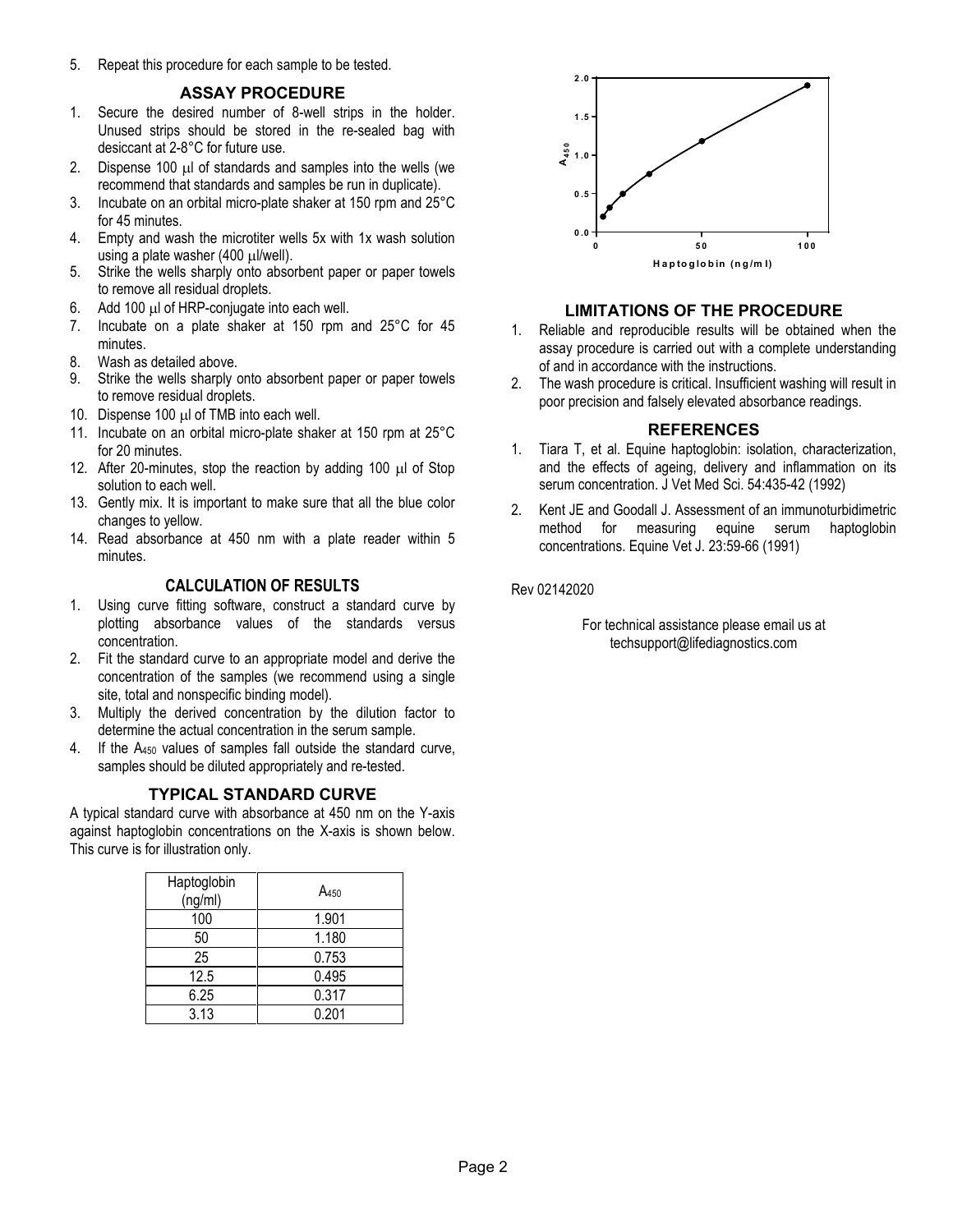5. Repeat this procedure for each sample to be tested.

## ASSAY PROCEDURE

1. Secure the desired number of 8-well strips in the holder. Unused strips should be stored in the re-sealed bag with desiccant at 2-8°C for future use.
2. Dispense 100 µl of standards and samples into the wells (we recommend that standards and samples be run in duplicate).
3. Incubate on an orbital micro-plate shaker at 150 rpm and 25°C for 45 minutes.
4. Empty and wash the microtiter wells 5x with 1x wash solution using a plate washer (400 µl/well).
5. Strike the wells sharply onto absorbent paper or paper towels to remove all residual droplets.
6. Add 100 µl of HRP-conjugate into each well.
7. Incubate on a plate shaker at 150 rpm and 25°C for 45 minutes.
8. Wash as detailed above.
9. Strike the wells sharply onto absorbent paper or paper towels to remove residual droplets.
10. Dispense 100 µl of TMB into each well.
11. Incubate on an orbital micro-plate shaker at 150 rpm at 25°C for 20 minutes.
12. After 20-minutes, stop the reaction by adding 100 µl of Stop solution to each well.
13. Gently mix. It is important to make sure that all the blue color changes to yellow.
14. Read absorbance at 450 nm with a plate reader within 5 minutes.

## CALCULATION OF RESULTS

1. Using curve fitting software, construct a standard curve by plotting absorbance values of the standards versus concentration.
2. Fit the standard curve to an appropriate model and derive the concentration of the samples (we recommend using a single site, total and nonspecific binding model).
3. Multiply the derived concentration by the dilution factor to determine the actual concentration in the serum sample.
4. If the $A_{450}$ values of samples fall outside the standard curve, samples should be diluted appropriately and re-tested.

## TYPICAL STANDARD CURVE

A typical standard curve with absorbance at 450 nm on the Y-axis against haptoglobin concentrations on the X-axis is shown below. This curve is for illustration only.

| Haptoglobin (ng/ml) | $A_{450}$ |
|---|---|
| 100 | 1.901 |
| 50 | 1.180 |
| 25 | 0.753 |
| 12.5 | 0.495 |
| 6.25 | 0.317 |
| 3.13 | 0.201 |

2.0
1.5
1.0
0.5
0.0
$A_{450}$
0
50
100
Haptoglobin (ng/ml)

## LIMITATIONS OF THE PROCEDURE

1. Reliable and reproducible results will be obtained when the assay procedure is carried out with a complete understanding of and in accordance with the instructions.
2. The wash procedure is critical. Insufficient washing will result in poor precision and falsely elevated absorbance readings.

## REFERENCES

1. Tiara T, et al. Equine haptoglobin: isolation, characterization, and the effects of ageing, delivery and inflammation on its serum concentration. J Vet Med Sci. 54:435-42 (1992)
2. Kent JE and Goodall J. Assessment of an immunoturbidimetric method for measuring equine serum haptoglobin concentrations. Equine Vet J. 23:59-66 (1991)

Rev 02142020

For technical assistance please email us at
techsupport@lifediagnostics.com